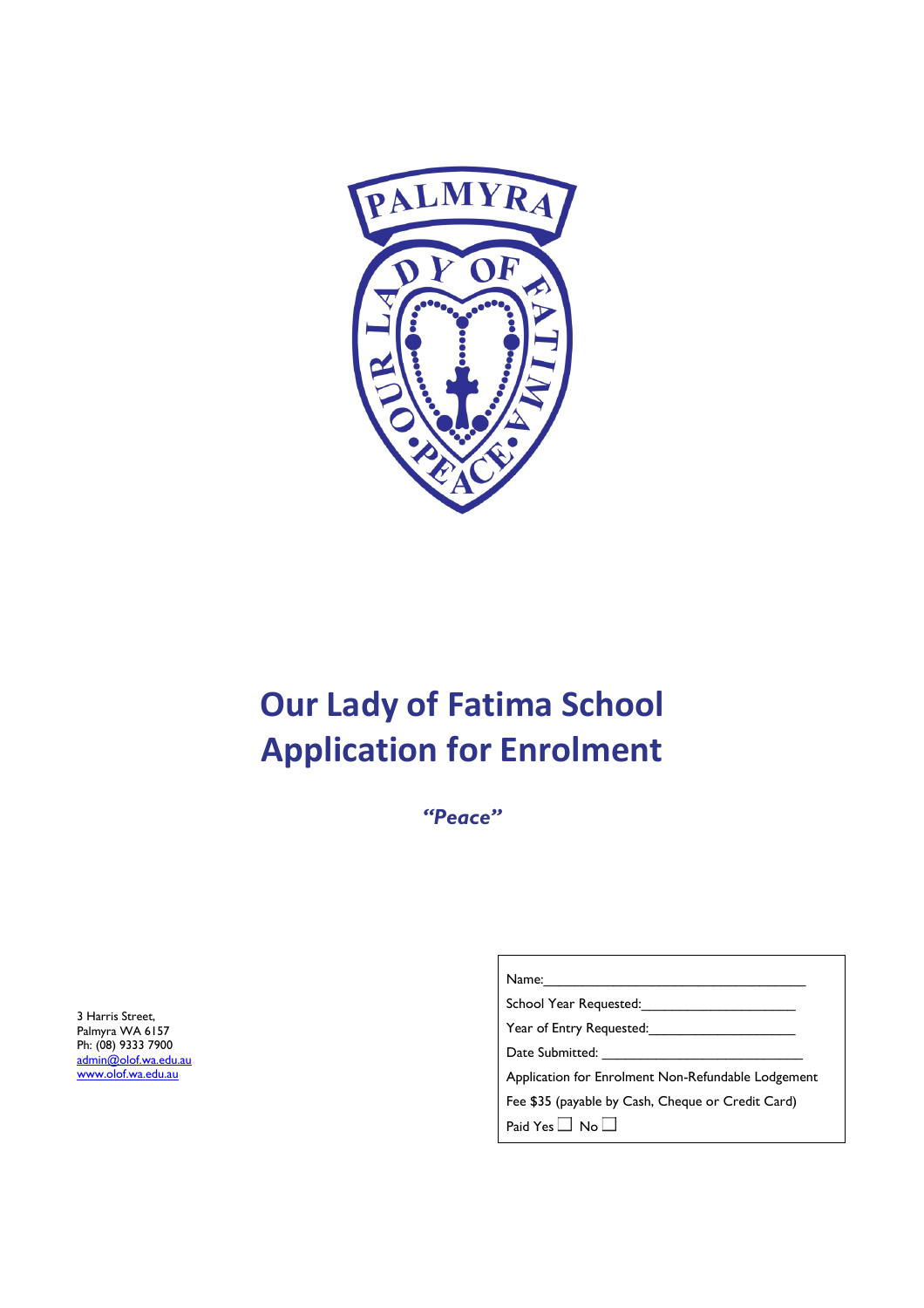# Our Lady of Fatima School
# Application for Enrolment

***"Peace"***

3 Harris Street,
Palmyra WA 6157
Ph: (08) 9333 7900
admin@olof.wa.edu.au
www.olof.wa.edu.au

Name:___________________________________

School Year Requested:____________________

Year of Entry Requested:___________________

Date Submitted: __________________________

Application for Enrolment Non-Refundable Lodgement Fee $35 (payable by Cash, Cheque or Credit Card)

Paid Yes ☐ No ☐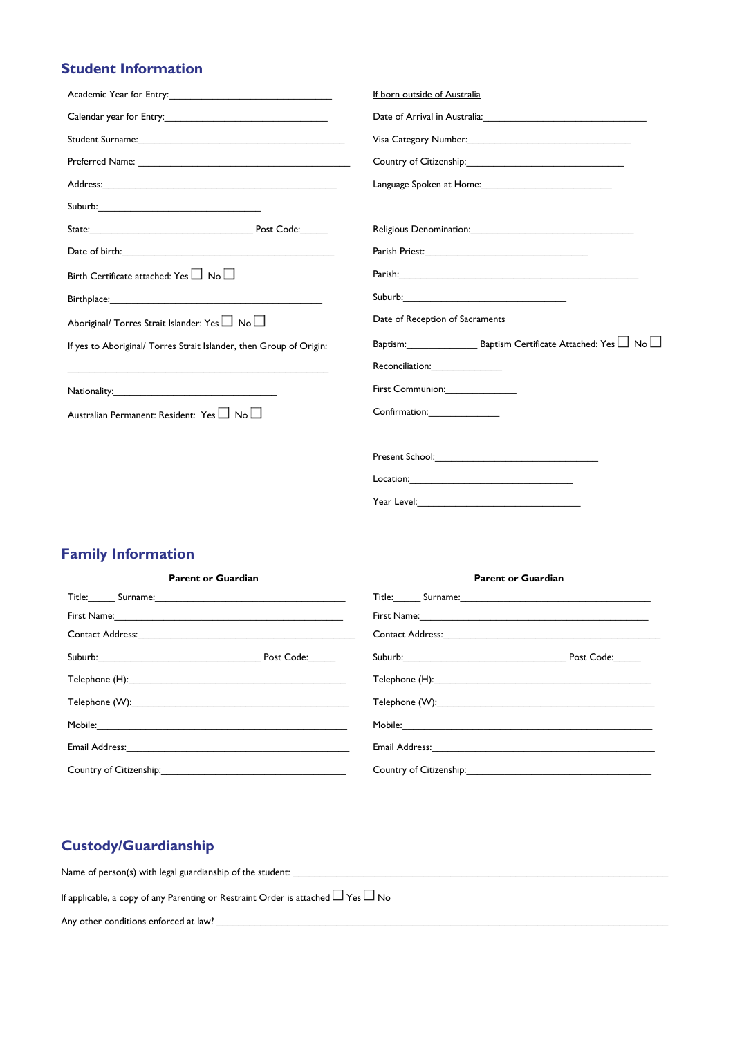## Student Information

Academic Year for Entry:_______________________________

Calendar year for Entry:_______________________________

Student Surname:_______________________________

Preferred Name: _______________________________

Address:_______________________________

Suburb:_______________________________

State:_______________________________ Post Code:______

Date of birth:_______________________________

Birth Certificate attached: Yes ☐ No ☐

Birthplace:_______________________________

Aboriginal/ Torres Strait Islander: Yes ☐ No ☐

If yes to Aboriginal/ Torres Strait Islander, then Group of Origin:

_______________________________

Nationality:_______________________________

Australian Permanent: Resident: Yes ☐ No ☐

If born outside of Australia

Date of Arrival in Australia:_______________________________

Visa Category Number:_______________________________

Country of Citizenship:_______________________________

Language Spoken at Home:_______________________________

Religious Denomination:_______________________________

Parish Priest:_______________________________

Parish:_______________________________

Suburb:_______________________________

Date of Reception of Sacraments

Baptism:______________ Baptism Certificate Attached: Yes ☐ No ☐

Reconciliation:______________

First Communion:______________

Confirmation:______________

Present School:_______________________________

Location:_______________________________

Year Level:_______________________________

## Family Information

**Parent or Guardian**

Title:______ Surname:_______________________________

First Name:_______________________________

Contact Address:_______________________________

Suburb:_______________________________ Post Code:______

Telephone (H):_______________________________

Telephone (W):_______________________________

Mobile:_______________________________

Email Address:_______________________________

Country of Citizenship:_______________________________

**Parent or Guardian**

Title:______ Surname:_______________________________

First Name:_______________________________

Contact Address:_______________________________

Suburb:_______________________________ Post Code:______

Telephone (H):_______________________________

Telephone (W):_______________________________

Mobile:_______________________________

Email Address:_______________________________

Country of Citizenship:_______________________________

## Custody/Guardianship

Name of person(s) with legal guardianship of the student: _______________________________

If applicable, a copy of any Parenting or Restraint Order is attached ☐ Yes ☐ No

Any other conditions enforced at law? _______________________________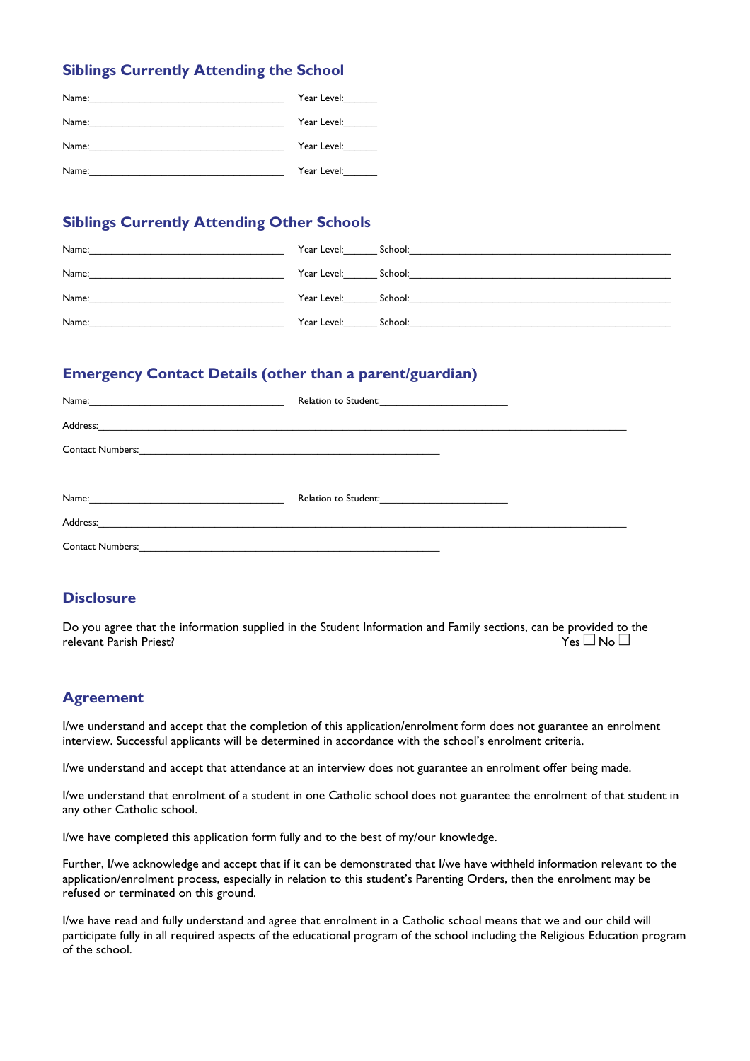## Siblings Currently Attending the School

Name:_________________________________ Year Level:______

Name:_________________________________ Year Level:______

Name:_________________________________ Year Level:______

Name:_________________________________ Year Level:______

## Siblings Currently Attending Other Schools

Name:_________________________________ Year Level:______ School:_____________________________________________

Name:_________________________________ Year Level:______ School:_____________________________________________

Name:_________________________________ Year Level:______ School:_____________________________________________

Name:_________________________________ Year Level:______ School:_____________________________________________

## Emergency Contact Details (other than a parent/guardian)

Name:_________________________________ Relation to Student:_______________________

Address:_______________________________________________________________________________________

Contact Numbers:_________________________________________________________

Name:_________________________________ Relation to Student:_______________________

Address:_______________________________________________________________________________________

Contact Numbers:_________________________________________________________

## Disclosure

Do you agree that the information supplied in the Student Information and Family sections, can be provided to the relevant Parish Priest? Yes ☐ No ☐

## Agreement

I/we understand and accept that the completion of this application/enrolment form does not guarantee an enrolment interview. Successful applicants will be determined in accordance with the school's enrolment criteria.

I/we understand and accept that attendance at an interview does not guarantee an enrolment offer being made.

I/we understand that enrolment of a student in one Catholic school does not guarantee the enrolment of that student in any other Catholic school.

I/we have completed this application form fully and to the best of my/our knowledge.

Further, I/we acknowledge and accept that if it can be demonstrated that I/we have withheld information relevant to the application/enrolment process, especially in relation to this student's Parenting Orders, then the enrolment may be refused or terminated on this ground.

I/we have read and fully understand and agree that enrolment in a Catholic school means that we and our child will participate fully in all required aspects of the educational program of the school including the Religious Education program of the school.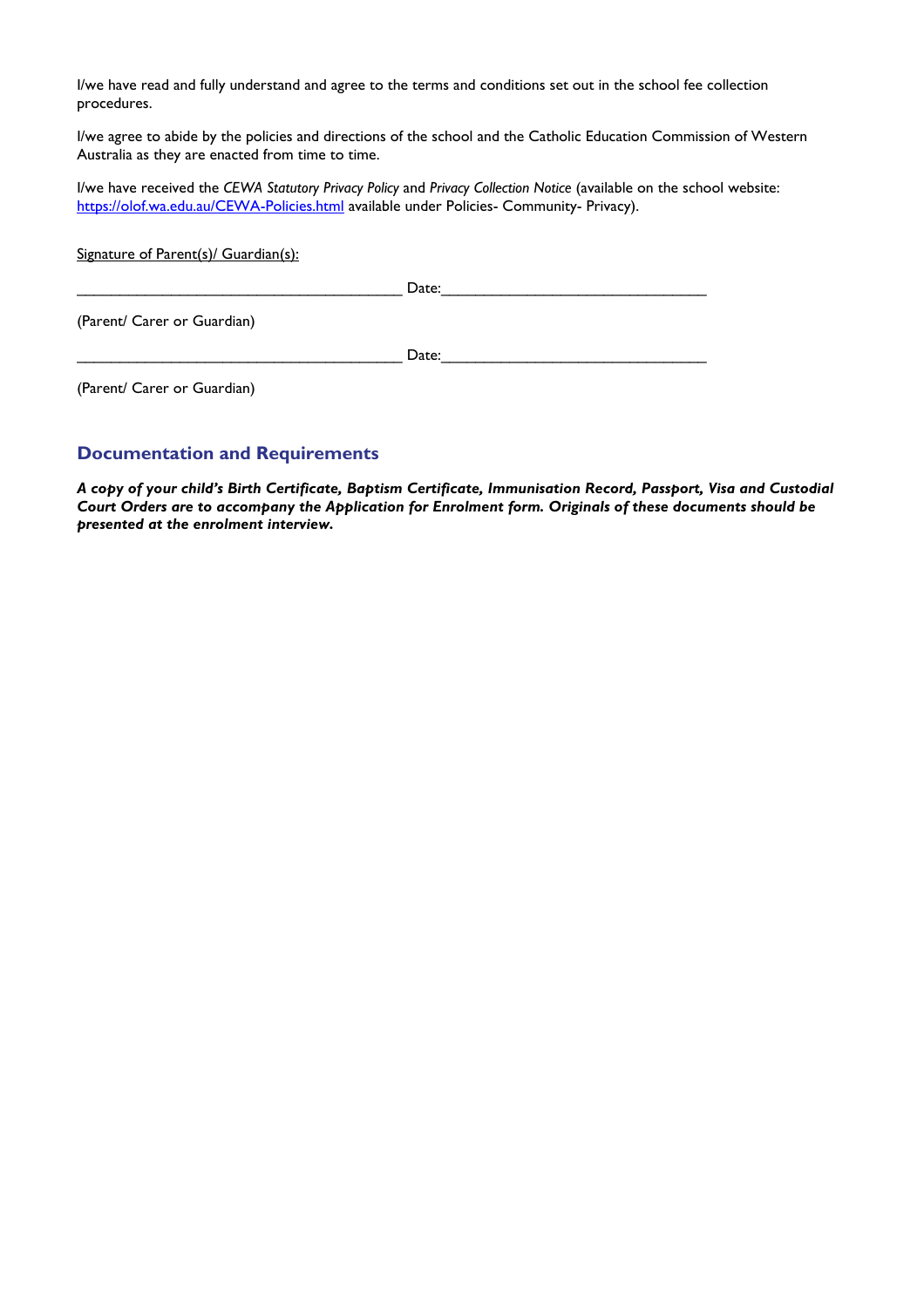I/we have read and fully understand and agree to the terms and conditions set out in the school fee collection procedures.

I/we agree to abide by the policies and directions of the school and the Catholic Education Commission of Western Australia as they are enacted from time to time.

I/we have received the *CEWA Statutory Privacy Policy* and *Privacy Collection Notice* (available on the school website: https://olof.wa.edu.au/CEWA-Policies.html available under Policies- Community- Privacy).

Signature of Parent(s)/ Guardian(s):

_________________________________________ Date:_________________________________

(Parent/ Carer or Guardian)

_________________________________________ Date:_________________________________

(Parent/ Carer or Guardian)

## Documentation and Requirements

***A copy of your child's Birth Certificate, Baptism Certificate, Immunisation Record, Passport, Visa and Custodial Court Orders are to accompany the Application for Enrolment form. Originals of these documents should be presented at the enrolment interview.***